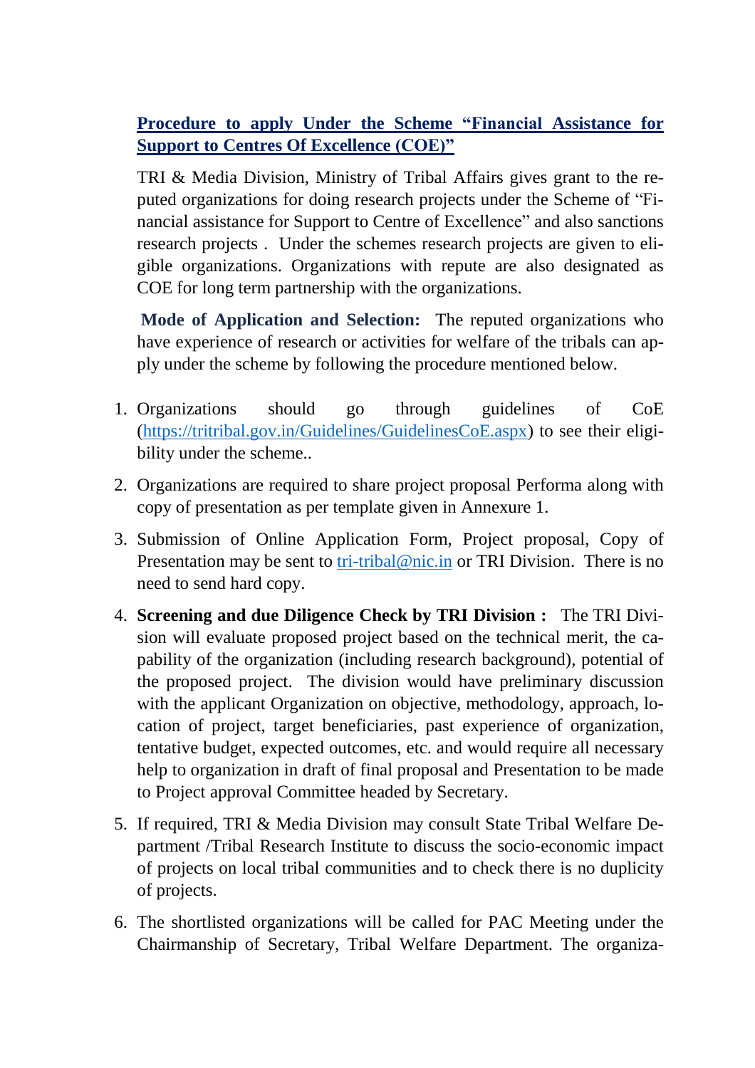**Procedure to apply Under the Scheme "Financial Assistance for Support to Centres Of Excellence (COE)"**

TRI & Media Division, Ministry of Tribal Affairs gives grant to the reputed organizations for doing research projects under the Scheme of "Financial assistance for Support to Centre of Excellence" and also sanctions research projects . Under the schemes research projects are given to eligible organizations. Organizations with repute are also designated as COE for long term partnership with the organizations.

**Mode of Application and Selection:** The reputed organizations who have experience of research or activities for welfare of the tribals can apply under the scheme by following the procedure mentioned below.

1. Organizations should go through guidelines of CoE ([https://tritribal.gov.in/Guidelines/GuidelinesCoE.aspx](https://tritribal.gov.in/Guidelines/GuidelinesCoE.aspx)) to see their eligibility under the scheme..
2. Organizations are required to share project proposal Performa along with copy of presentation as per template given in Annexure 1.
3. Submission of Online Application Form, Project proposal, Copy of Presentation may be sent to [tri-tribal@nic.in](mailto:tri-tribal@nic.in) or TRI Division. There is no need to send hard copy.
4. **Screening and due Diligence Check by TRI Division :** The TRI Division will evaluate proposed project based on the technical merit, the capability of the organization (including research background), potential of the proposed project. The division would have preliminary discussion with the applicant Organization on objective, methodology, approach, location of project, target beneficiaries, past experience of organization, tentative budget, expected outcomes, etc. and would require all necessary help to organization in draft of final proposal and Presentation to be made to Project approval Committee headed by Secretary.
5. If required, TRI & Media Division may consult State Tribal Welfare Department /Tribal Research Institute to discuss the socio-economic impact of projects on local tribal communities and to check there is no duplicity of projects.
6. The shortlisted organizations will be called for PAC Meeting under the Chairmanship of Secretary, Tribal Welfare Department. The organiza-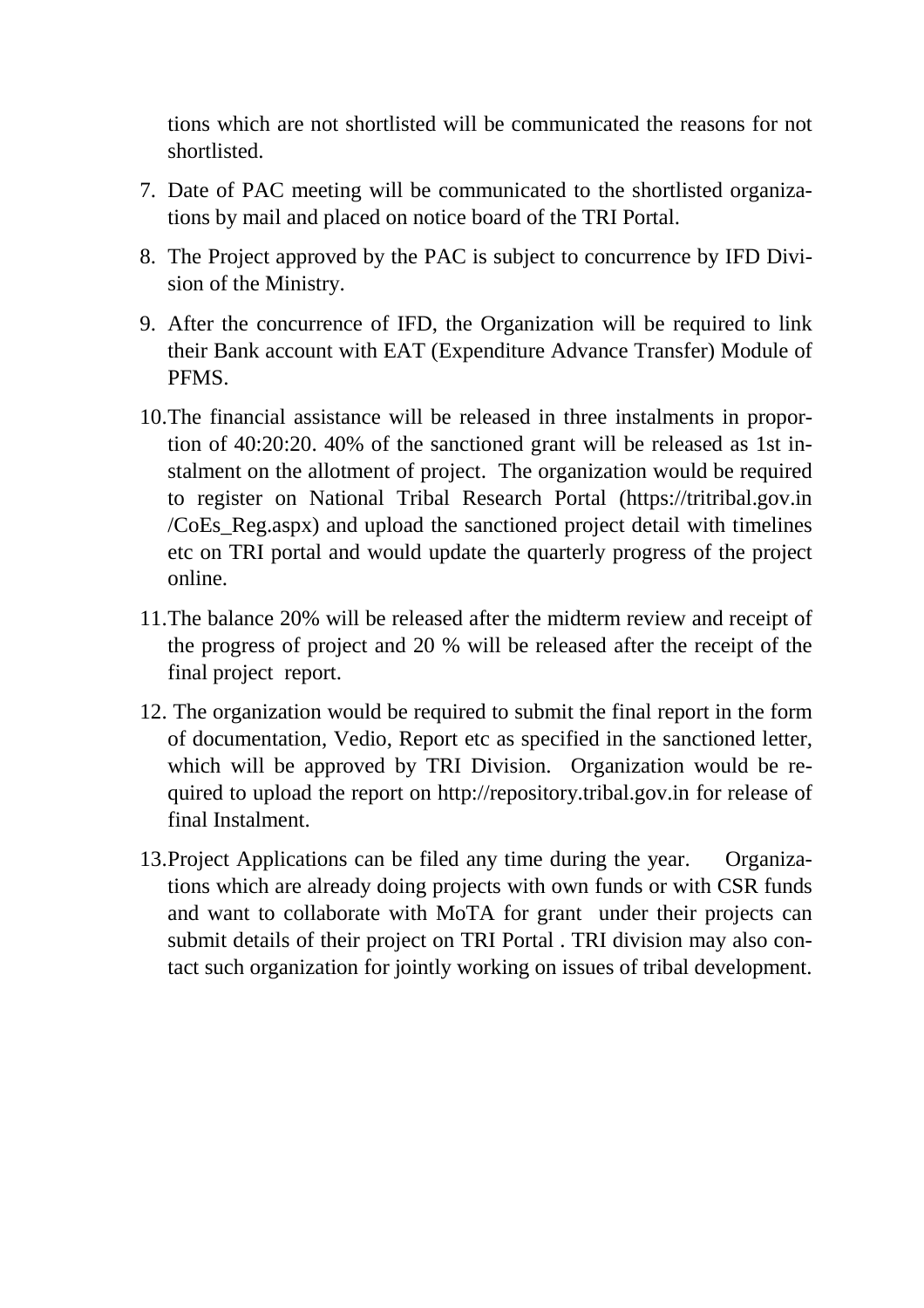tions which are not shortlisted will be communicated the reasons for not shortlisted.

7. Date of PAC meeting will be communicated to the shortlisted organizations by mail and placed on notice board of the TRI Portal.
8. The Project approved by the PAC is subject to concurrence by IFD Division of the Ministry.
9. After the concurrence of IFD, the Organization will be required to link their Bank account with EAT (Expenditure Advance Transfer) Module of PFMS.
10. The financial assistance will be released in three instalments in proportion of 40:20:20. 40% of the sanctioned grant will be released as 1st instalment on the allotment of project. The organization would be required to register on National Tribal Research Portal (https://tritribal.gov.in /CoEs_Reg.aspx) and upload the sanctioned project detail with timelines etc on TRI portal and would update the quarterly progress of the project online.
11. The balance 20% will be released after the midterm review and receipt of the progress of project and 20 % will be released after the receipt of the final project report.
12. The organization would be required to submit the final report in the form of documentation, Vedio, Report etc as specified in the sanctioned letter, which will be approved by TRI Division. Organization would be required to upload the report on http://repository.tribal.gov.in for release of final Instalment.
13. Project Applications can be filed any time during the year. Organizations which are already doing projects with own funds or with CSR funds and want to collaborate with MoTA for grant under their projects can submit details of their project on TRI Portal . TRI division may also contact such organization for jointly working on issues of tribal development.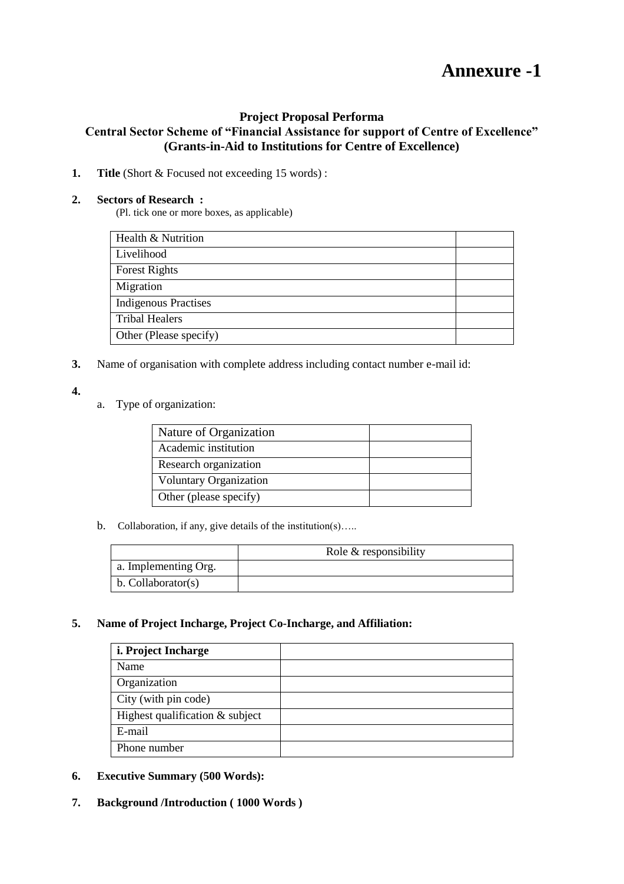# Annexure -1

**Project Proposal Performa**
**Central Sector Scheme of "Financial Assistance for support of Centre of Excellence"**
**(Grants-in-Aid to Institutions for Centre of Excellence)**

1. **Title** (Short & Focused not exceeding 15 words) :

2. **Sectors of Research :**
   (Pl. tick one or more boxes, as applicable)

| Health & Nutrition | |
|---|---|
| Livelihood | |
| Forest Rights | |
| Migration | |
| Indigenous Practises | |
| Tribal Healers | |
| Other (Please specify) | |

3. Name of organisation with complete address including contact number e-mail id:

4.
   a. Type of organization:

| Nature of Organization | |
|---|---|
| Academic institution | |
| Research organization | |
| Voluntary Organization | |
| Other (please specify) | |

   b. Collaboration, if any, give details of the institution(s).....

| | Role & responsibility |
|---|---|
| a. Implementing Org. | |
| b. Collaborator(s) | |

5. **Name of Project Incharge, Project Co-Incharge, and Affiliation:**

| **i. Project Incharge** | |
|---|---|
| Name | |
| Organization | |
| City (with pin code) | |
| Highest qualification & subject | |
| E-mail | |
| Phone number | |

6. **Executive Summary (500 Words):**

7. **Background /Introduction ( 1000 Words )**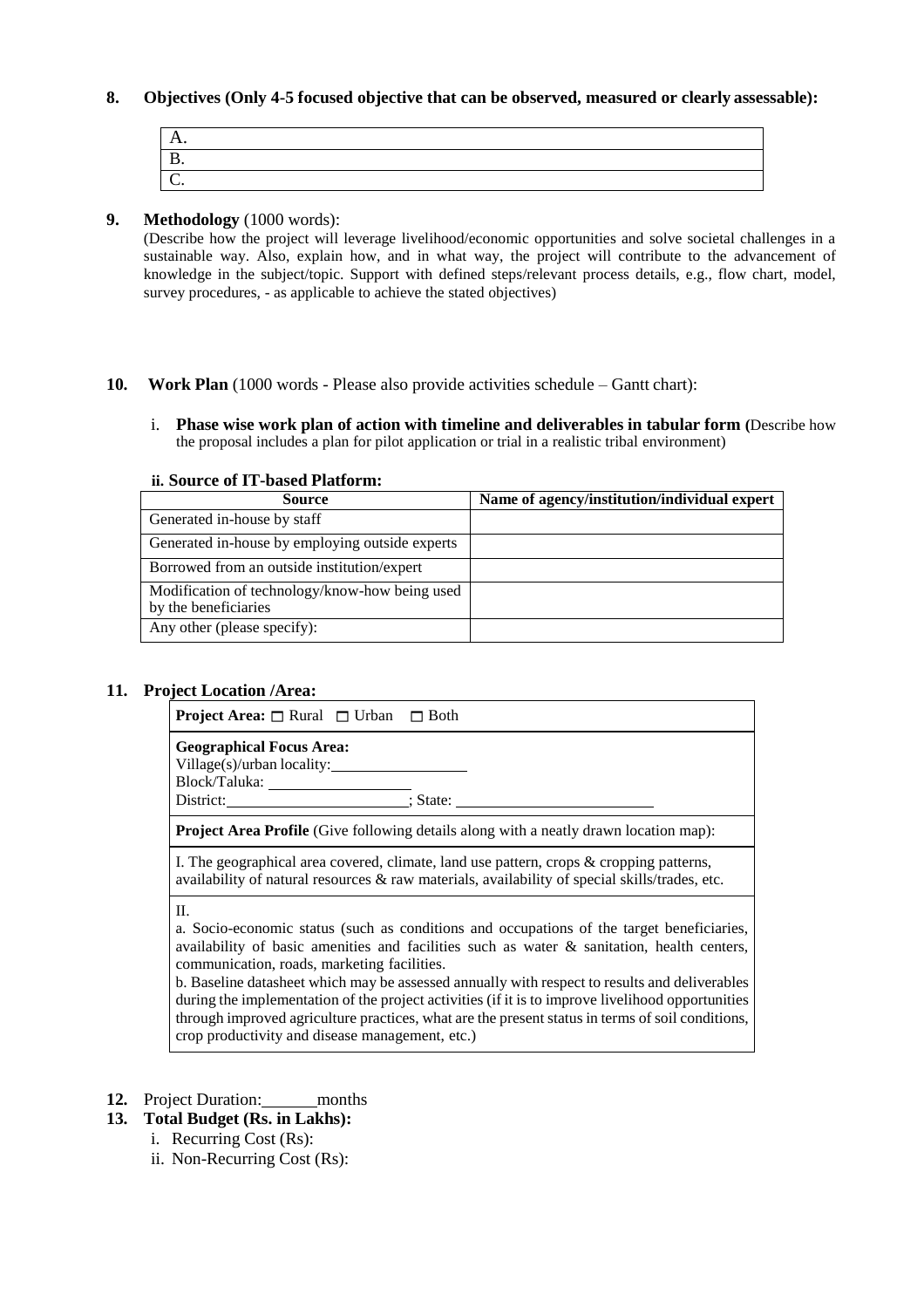**8. Objectives (Only 4-5 focused objective that can be observed, measured or clearly assessable):**

| A. |
|---|
| B. |
| C. |

**9. Methodology** (1000 words):

(Describe how the project will leverage livelihood/economic opportunities and solve societal challenges in a sustainable way. Also, explain how, and in what way, the project will contribute to the advancement of knowledge in the subject/topic. Support with defined steps/relevant process details, e.g., flow chart, model, survey procedures, - as applicable to achieve the stated objectives)

**10. Work Plan** (1000 words - Please also provide activities schedule – Gantt chart):

i. **Phase wise work plan of action with timeline and deliverables in tabular form (**Describe how the proposal includes a plan for pilot application or trial in a realistic tribal environment)

**ii. Source of IT-based Platform:**

| Source | Name of agency/institution/individual expert |
|---|---|
| Generated in-house by staff | |
| Generated in-house by employing outside experts | |
| Borrowed from an outside institution/expert | |
| Modification of technology/know-how being used by the beneficiaries | |
| Any other (please specify): | |

**11. Project Location /Area:**

**Project Area:** ☐ Rural ☐ Urban ☐ Both

**Geographical Focus Area:**
Village(s)/urban locality: ________________
Block/Taluka: ________________
District: ______________________; State: ________________________

**Project Area Profile** (Give following details along with a neatly drawn location map):

I. The geographical area covered, climate, land use pattern, crops & cropping patterns, availability of natural resources & raw materials, availability of special skills/trades, etc.

II.
a. Socio-economic status (such as conditions and occupations of the target beneficiaries, availability of basic amenities and facilities such as water & sanitation, health centers, communication, roads, marketing facilities.
b. Baseline datasheet which may be assessed annually with respect to results and deliverables during the implementation of the project activities (if it is to improve livelihood opportunities through improved agriculture practices, what are the present status in terms of soil conditions, crop productivity and disease management, etc.)

**12.** Project Duration: ______ months

**13. Total Budget (Rs. in Lakhs):**

i. Recurring Cost (Rs):
ii. Non-Recurring Cost (Rs):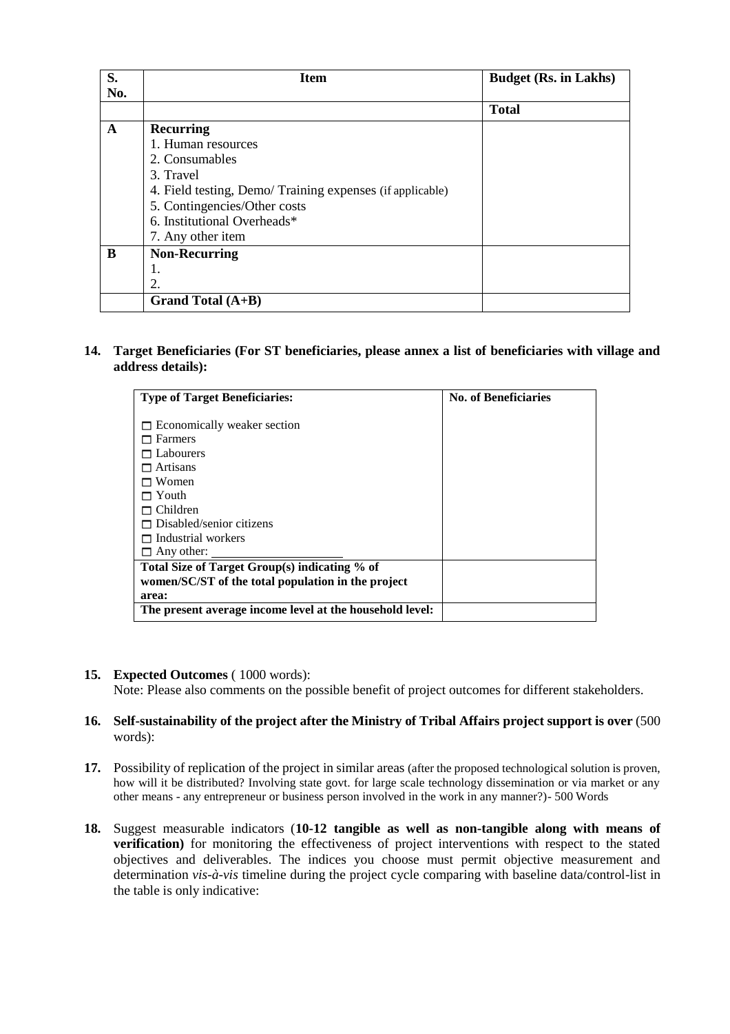| S. No. | Item | Budget (Rs. in Lakhs) |
|---|---|---|
| | | **Total** |
| **A** | **Recurring**<br>1. Human resources<br>2. Consumables<br>3. Travel<br>4. Field testing, Demo/ Training expenses (if applicable)<br>5. Contingencies/Other costs<br>6. Institutional Overheads*<br>7. Any other item | |
| **B** | **Non-Recurring**<br>1.<br>2. | |
| | **Grand Total (A+B)** | |

**14. Target Beneficiaries (For ST beneficiaries, please annex a list of beneficiaries with village and address details):**

| Type of Target Beneficiaries: | No. of Beneficiaries |
|---|---|
| ☐ Economically weaker section<br>☐ Farmers<br>☐ Labourers<br>☐ Artisans<br>☐ Women<br>☐ Youth<br>☐ Children<br>☐ Disabled/senior citizens<br>☐ Industrial workers<br>☐ Any other: ____________________ | |
| **Total Size of Target Group(s) indicating % of women/SC/ST of the total population in the project area:** | |
| **The present average income level at the household level:** | |

**15. Expected Outcomes** ( 1000 words):
Note: Please also comments on the possible benefit of project outcomes for different stakeholders.

**16. Self-sustainability of the project after the Ministry of Tribal Affairs project support is over** (500 words):

**17.** Possibility of replication of the project in similar areas (after the proposed technological solution is proven, how will it be distributed? Involving state govt. for large scale technology dissemination or via market or any other means - any entrepreneur or business person involved in the work in any manner?)- 500 Words

**18.** Suggest measurable indicators (**10-12 tangible as well as non-tangible along with means of verification)** for monitoring the effectiveness of project interventions with respect to the stated objectives and deliverables. The indices you choose must permit objective measurement and determination *vis-à-vis* timeline during the project cycle comparing with baseline data/control-list in the table is only indicative: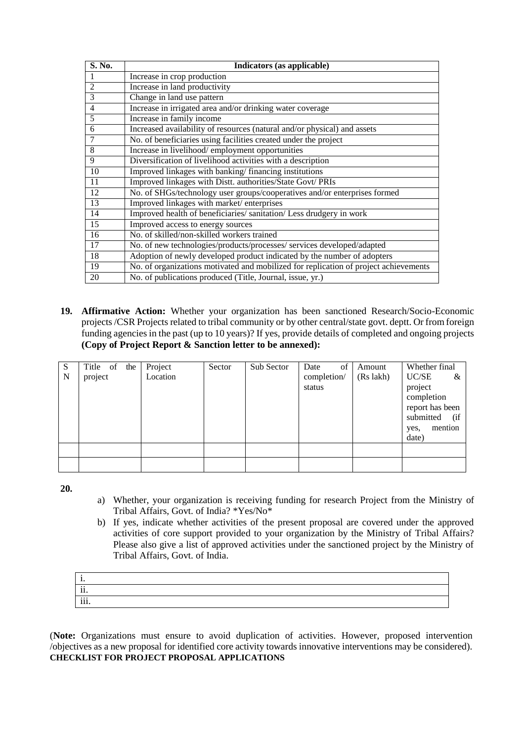| S. No. | Indicators (as applicable) |
|---|---|
| 1 | Increase in crop production |
| 2 | Increase in land productivity |
| 3 | Change in land use pattern |
| 4 | Increase in irrigated area and/or drinking water coverage |
| 5 | Increase in family income |
| 6 | Increased availability of resources (natural and/or physical) and assets |
| 7 | No. of beneficiaries using facilities created under the project |
| 8 | Increase in livelihood/ employment opportunities |
| 9 | Diversification of livelihood activities with a description |
| 10 | Improved linkages with banking/ financing institutions |
| 11 | Improved linkages with Distt. authorities/State Govt/ PRIs |
| 12 | No. of SHGs/technology user groups/cooperatives and/or enterprises formed |
| 13 | Improved linkages with market/ enterprises |
| 14 | Improved health of beneficiaries/ sanitation/ Less drudgery in work |
| 15 | Improved access to energy sources |
| 16 | No. of skilled/non-skilled workers trained |
| 17 | No. of new technologies/products/processes/ services developed/adapted |
| 18 | Adoption of newly developed product indicated by the number of adopters |
| 19 | No. of organizations motivated and mobilized for replication of project achievements |
| 20 | No. of publications produced (Title, Journal, issue, yr.) |

**19. Affirmative Action:** Whether your organization has been sanctioned Research/Socio-Economic projects /CSR Projects related to tribal community or by other central/state govt. deptt. Or from foreign funding agencies in the past (up to 10 years)? If yes, provide details of completed and ongoing projects **(Copy of Project Report & Sanction letter to be annexed):**

| SN | Title of the project | Project Location | Sector | Sub Sector | Date of completion/ status | Amount (Rs lakh) | Whether final UC/SE & project completion report has been submitted (if yes, mention date) |
|---|---|---|---|---|---|---|---|
| | | | | | | | |
| | | | | | | | |

**20.**

a) Whether, your organization is receiving funding for research Project from the Ministry of Tribal Affairs, Govt. of India? *Yes/No*

b) If yes, indicate whether activities of the present proposal are covered under the approved activities of core support provided to your organization by the Ministry of Tribal Affairs? Please also give a list of approved activities under the sanctioned project by the Ministry of Tribal Affairs, Govt. of India.

| i. |
|---|
| ii. |
| iii. |

(**Note:** Organizations must ensure to avoid duplication of activities. However, proposed intervention /objectives as a new proposal for identified core activity towards innovative interventions may be considered).

**CHECKLIST FOR PROJECT PROPOSAL APPLICATIONS**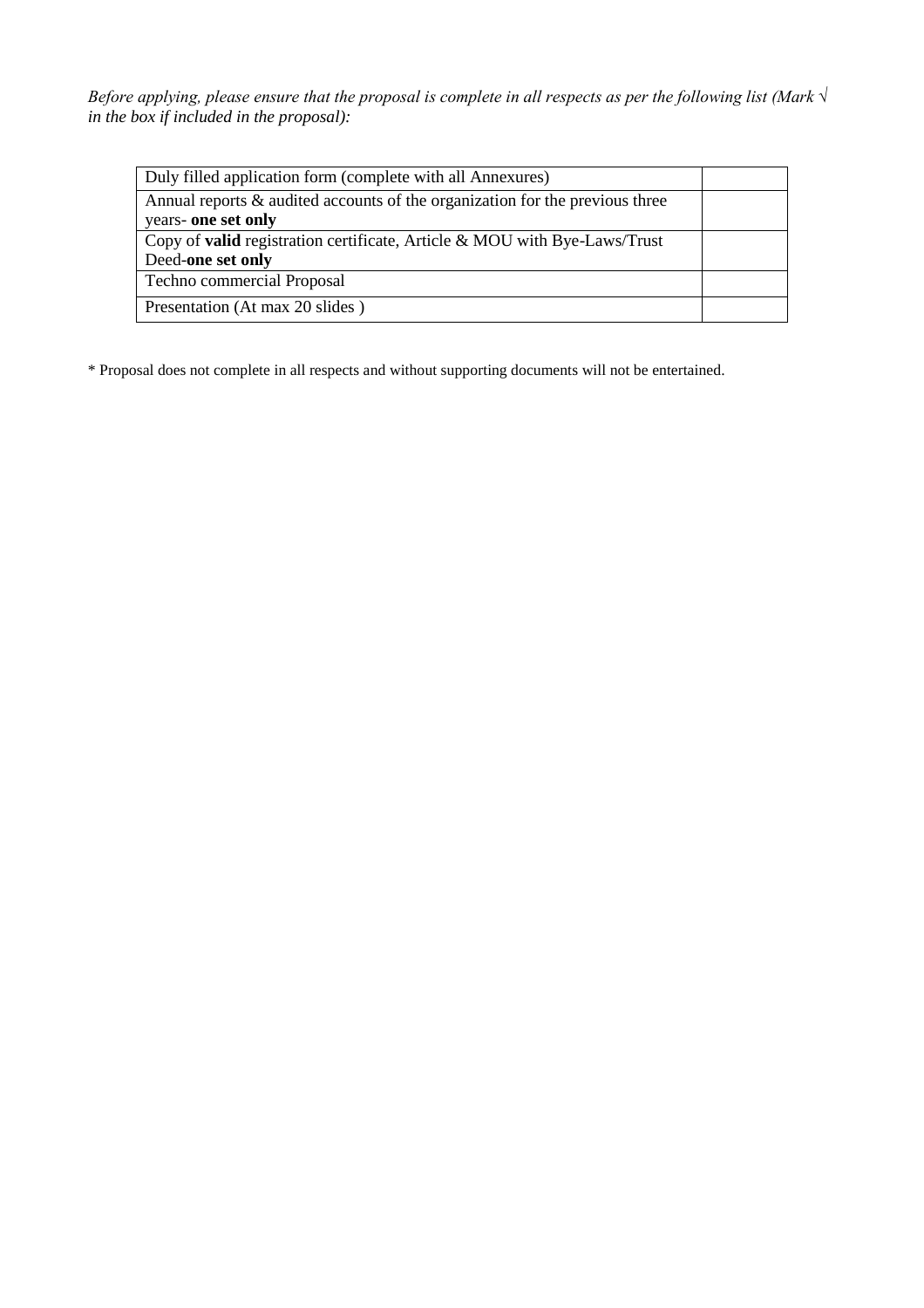*Before applying, please ensure that the proposal is complete in all respects as per the following list (Mark √ in the box if included in the proposal):*

| | |
|---|---|
| Duly filled application form (complete with all Annexures) | |
| Annual reports & audited accounts of the organization for the previous three years- **one set only** | |
| Copy of **valid** registration certificate, Article & MOU with Bye-Laws/Trust Deed-**one set only** | |
| Techno commercial Proposal | |
| Presentation (At max 20 slides ) | |

* Proposal does not complete in all respects and without supporting documents will not be entertained.